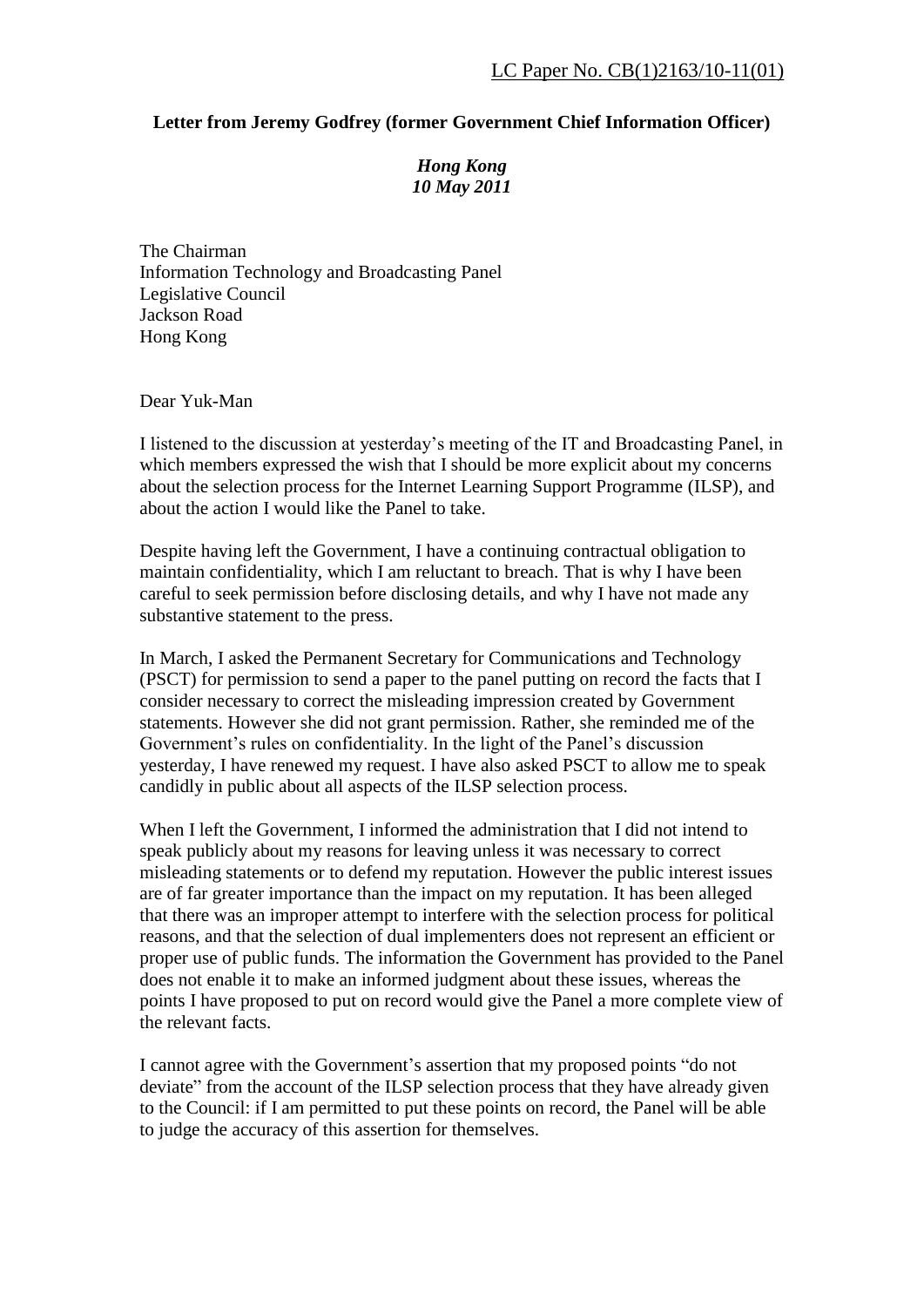LC Paper No. CB(1)2163/10-11(01)

**Letter from Jeremy Godfrey (former Government Chief Information Officer)**

*Hong Kong*
*10 May 2011*

The Chairman
Information Technology and Broadcasting Panel
Legislative Council
Jackson Road
Hong Kong

Dear Yuk-Man

I listened to the discussion at yesterday's meeting of the IT and Broadcasting Panel, in which members expressed the wish that I should be more explicit about my concerns about the selection process for the Internet Learning Support Programme (ILSP), and about the action I would like the Panel to take.

Despite having left the Government, I have a continuing contractual obligation to maintain confidentiality, which I am reluctant to breach. That is why I have been careful to seek permission before disclosing details, and why I have not made any substantive statement to the press.

In March, I asked the Permanent Secretary for Communications and Technology (PSCT) for permission to send a paper to the panel putting on record the facts that I consider necessary to correct the misleading impression created by Government statements. However she did not grant permission. Rather, she reminded me of the Government's rules on confidentiality. In the light of the Panel's discussion yesterday, I have renewed my request. I have also asked PSCT to allow me to speak candidly in public about all aspects of the ILSP selection process.

When I left the Government, I informed the administration that I did not intend to speak publicly about my reasons for leaving unless it was necessary to correct misleading statements or to defend my reputation. However the public interest issues are of far greater importance than the impact on my reputation. It has been alleged that there was an improper attempt to interfere with the selection process for political reasons, and that the selection of dual implementers does not represent an efficient or proper use of public funds. The information the Government has provided to the Panel does not enable it to make an informed judgment about these issues, whereas the points I have proposed to put on record would give the Panel a more complete view of the relevant facts.

I cannot agree with the Government's assertion that my proposed points "do not deviate" from the account of the ILSP selection process that they have already given to the Council: if I am permitted to put these points on record, the Panel will be able to judge the accuracy of this assertion for themselves.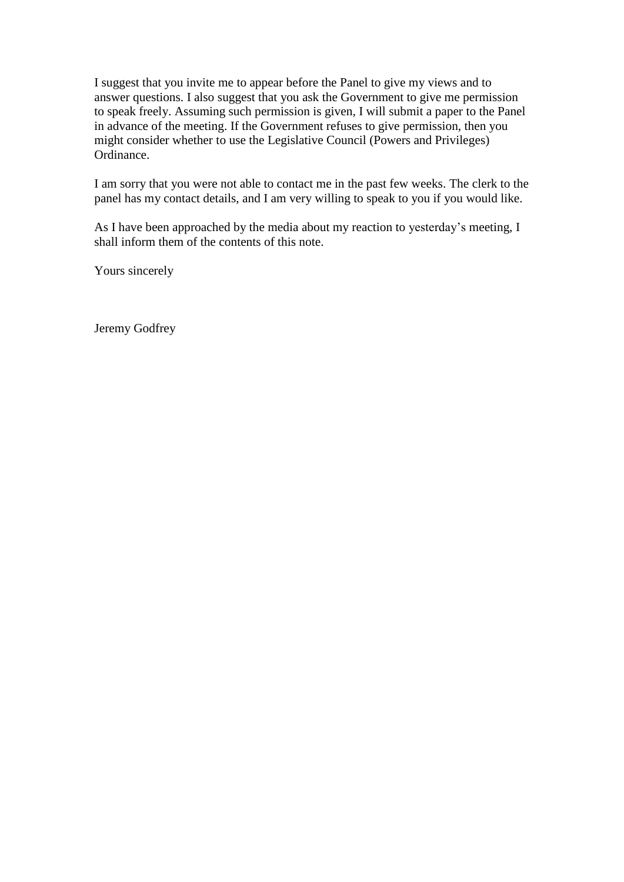I suggest that you invite me to appear before the Panel to give my views and to answer questions. I also suggest that you ask the Government to give me permission to speak freely. Assuming such permission is given, I will submit a paper to the Panel in advance of the meeting. If the Government refuses to give permission, then you might consider whether to use the Legislative Council (Powers and Privileges) Ordinance.

I am sorry that you were not able to contact me in the past few weeks. The clerk to the panel has my contact details, and I am very willing to speak to you if you would like.

As I have been approached by the media about my reaction to yesterday's meeting, I shall inform them of the contents of this note.

Yours sincerely

Jeremy Godfrey